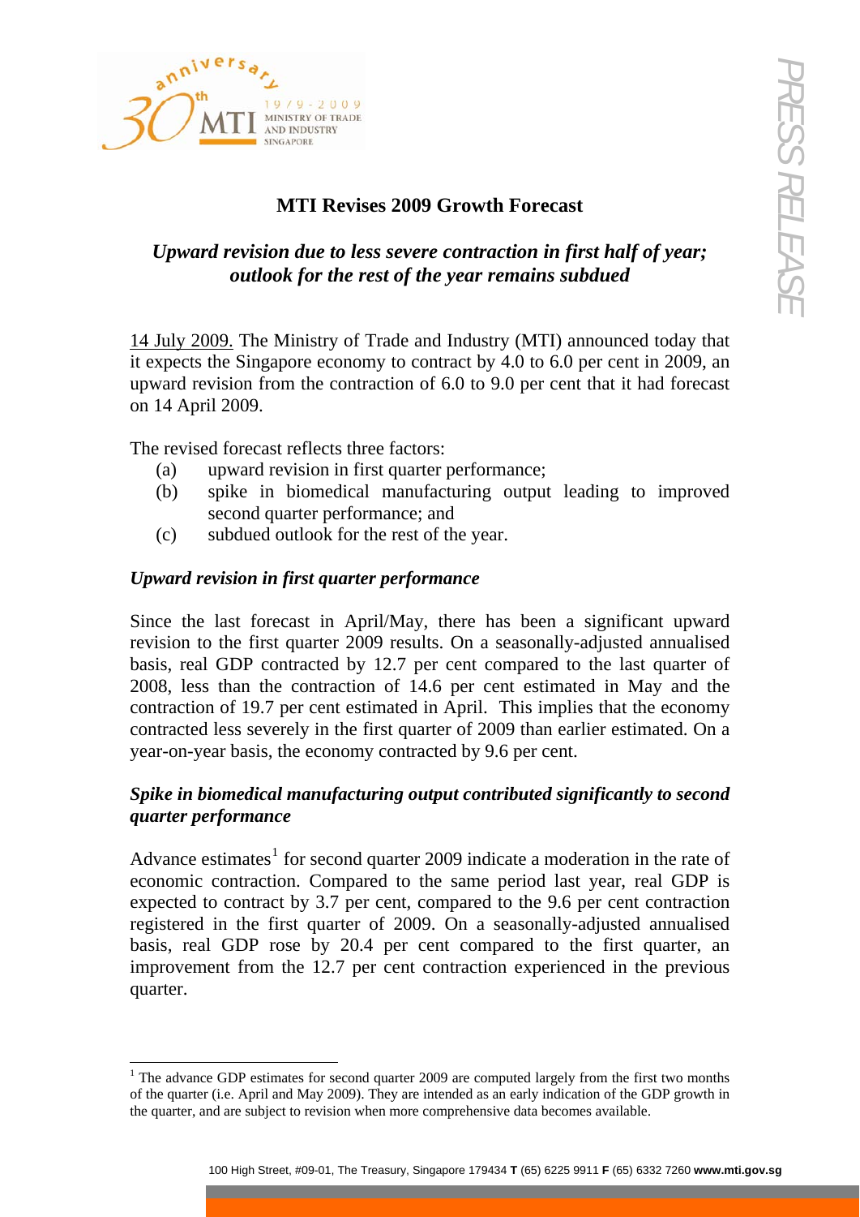# MTI Revises 2009 Growth Forecast

## *Upward revision due to less severe contraction in first half of year; outlook for the rest of the year remains subdued*

14 July 2009. The Ministry of Trade and Industry (MTI) announced today that it expects the Singapore economy to contract by 4.0 to 6.0 per cent in 2009, an upward revision from the contraction of 6.0 to 9.0 per cent that it had forecast on 14 April 2009.

The revised forecast reflects three factors:

- (a) upward revision in first quarter performance;
- (b) spike in biomedical manufacturing output leading to improved second quarter performance; and
- (c) subdued outlook for the rest of the year.

### *Upward revision in first quarter performance*

Since the last forecast in April/May, there has been a significant upward revision to the first quarter 2009 results. On a seasonally-adjusted annualised basis, real GDP contracted by 12.7 per cent compared to the last quarter of 2008, less than the contraction of 14.6 per cent estimated in May and the contraction of 19.7 per cent estimated in April. This implies that the economy contracted less severely in the first quarter of 2009 than earlier estimated. On a year-on-year basis, the economy contracted by 9.6 per cent.

### *Spike in biomedical manufacturing output contributed significantly to second quarter performance*

Advance estimates[1] for second quarter 2009 indicate a moderation in the rate of economic contraction. Compared to the same period last year, real GDP is expected to contract by 3.7 per cent, compared to the 9.6 per cent contraction registered in the first quarter of 2009. On a seasonally-adjusted annualised basis, real GDP rose by 20.4 per cent compared to the first quarter, an improvement from the 12.7 per cent contraction experienced in the previous quarter.

[1] The advance GDP estimates for second quarter 2009 are computed largely from the first two months of the quarter (i.e. April and May 2009). They are intended as an early indication of the GDP growth in the quarter, and are subject to revision when more comprehensive data becomes available.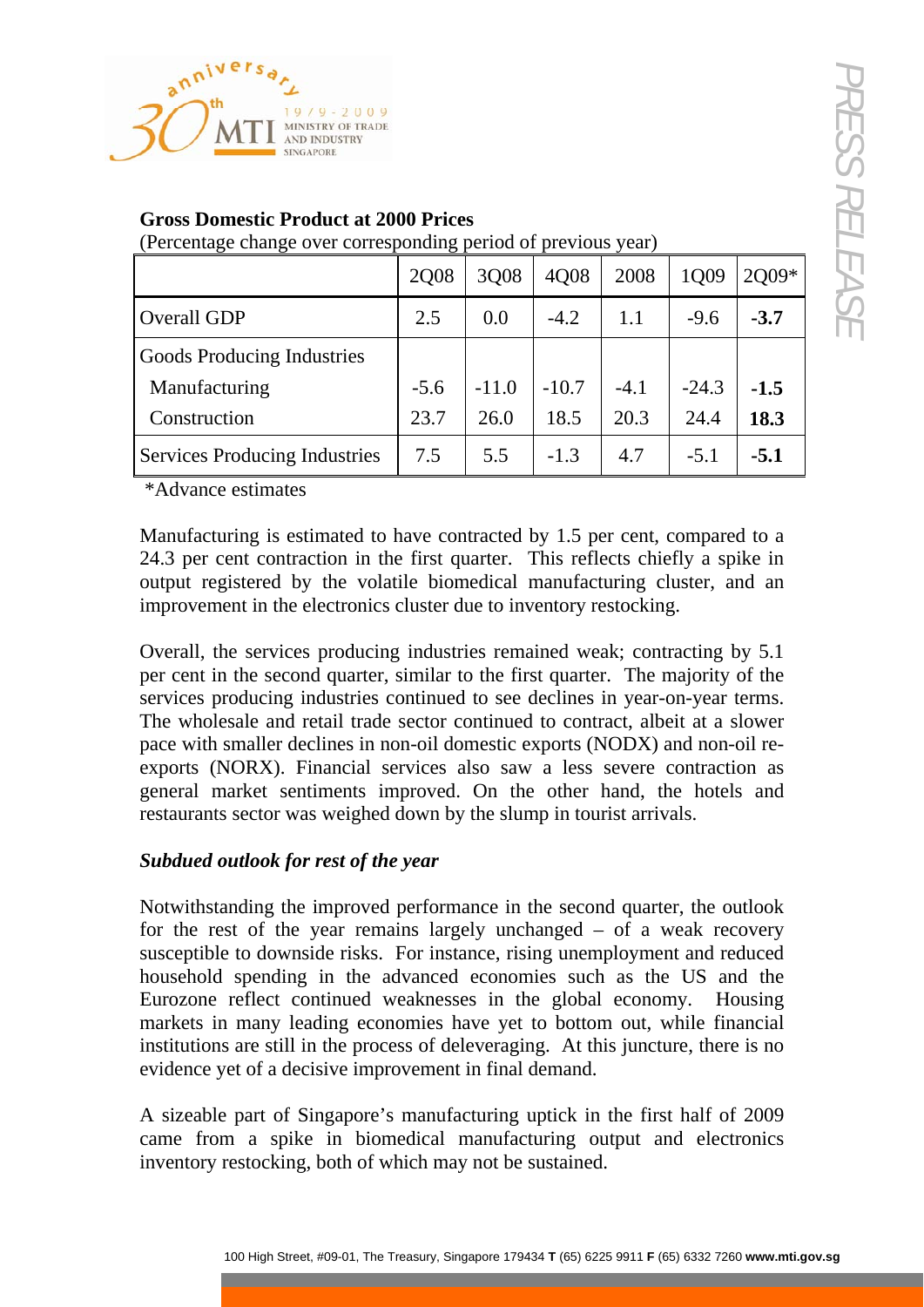**Gross Domestic Product at 2000 Prices**

(Percentage change over corresponding period of previous year)

| | 2Q08 | 3Q08 | 4Q08 | 2008 | 1Q09 | 2Q09* |
|---|---|---|---|---|---|---|
| Overall GDP | 2.5 | 0.0 | -4.2 | 1.1 | -9.6 | **-3.7** |
| Goods Producing Industries | | | | | | |
| Manufacturing | -5.6 | -11.0 | -10.7 | -4.1 | -24.3 | **-1.5** |
| Construction | 23.7 | 26.0 | 18.5 | 20.3 | 24.4 | **18.3** |
| Services Producing Industries | 7.5 | 5.5 | -1.3 | 4.7 | -5.1 | **-5.1** |

*Advance estimates

Manufacturing is estimated to have contracted by 1.5 per cent, compared to a 24.3 per cent contraction in the first quarter. This reflects chiefly a spike in output registered by the volatile biomedical manufacturing cluster, and an improvement in the electronics cluster due to inventory restocking.

Overall, the services producing industries remained weak; contracting by 5.1 per cent in the second quarter, similar to the first quarter. The majority of the services producing industries continued to see declines in year-on-year terms. The wholesale and retail trade sector continued to contract, albeit at a slower pace with smaller declines in non-oil domestic exports (NODX) and non-oil re-exports (NORX). Financial services also saw a less severe contraction as general market sentiments improved. On the other hand, the hotels and restaurants sector was weighed down by the slump in tourist arrivals.

***Subdued outlook for rest of the year***

Notwithstanding the improved performance in the second quarter, the outlook for the rest of the year remains largely unchanged – of a weak recovery susceptible to downside risks. For instance, rising unemployment and reduced household spending in the advanced economies such as the US and the Eurozone reflect continued weaknesses in the global economy. Housing markets in many leading economies have yet to bottom out, while financial institutions are still in the process of deleveraging. At this juncture, there is no evidence yet of a decisive improvement in final demand.

A sizeable part of Singapore's manufacturing uptick in the first half of 2009 came from a spike in biomedical manufacturing output and electronics inventory restocking, both of which may not be sustained.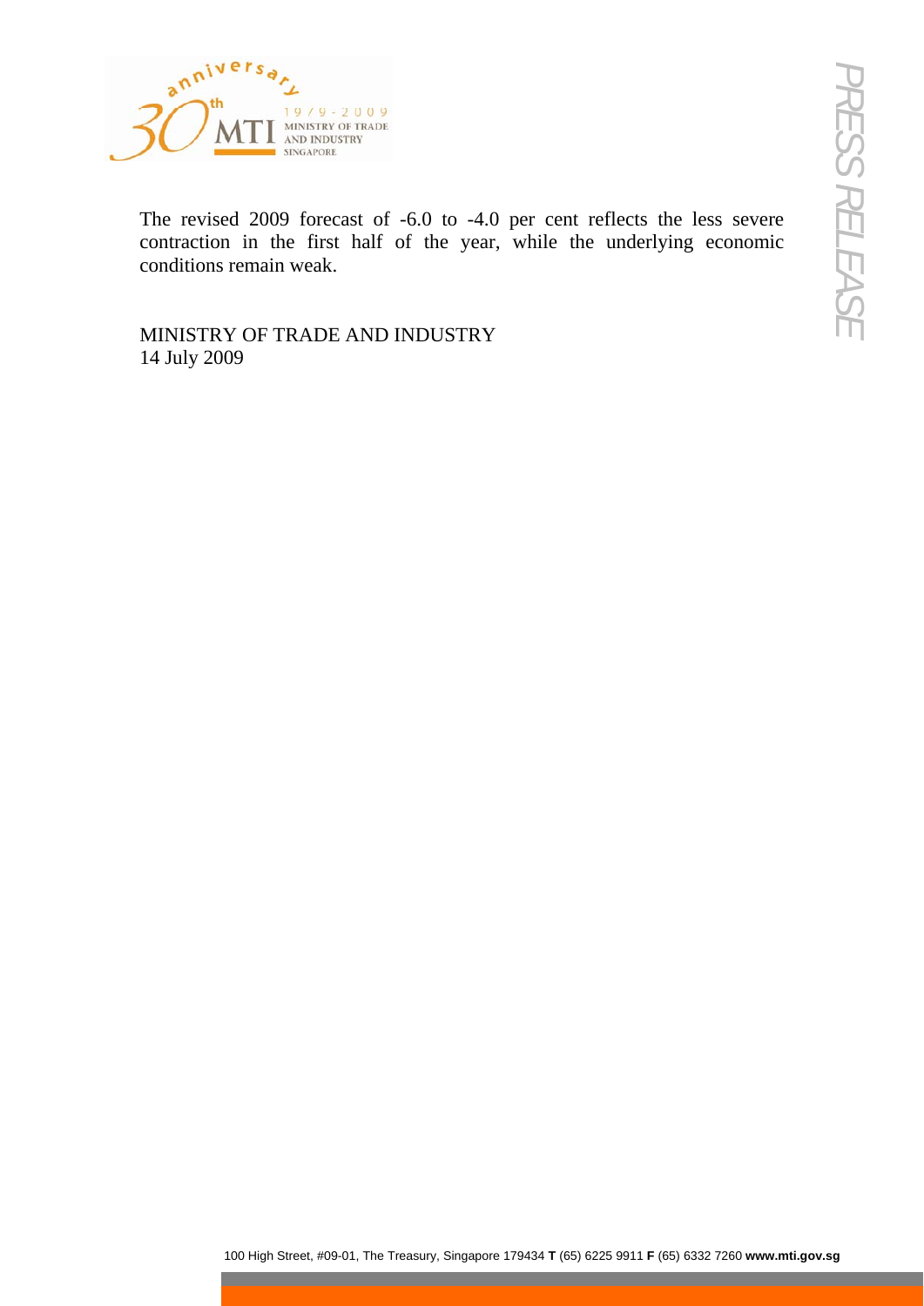The revised 2009 forecast of -6.0 to -4.0 per cent reflects the less severe contraction in the first half of the year, while the underlying economic conditions remain weak.

MINISTRY OF TRADE AND INDUSTRY
14 July 2009